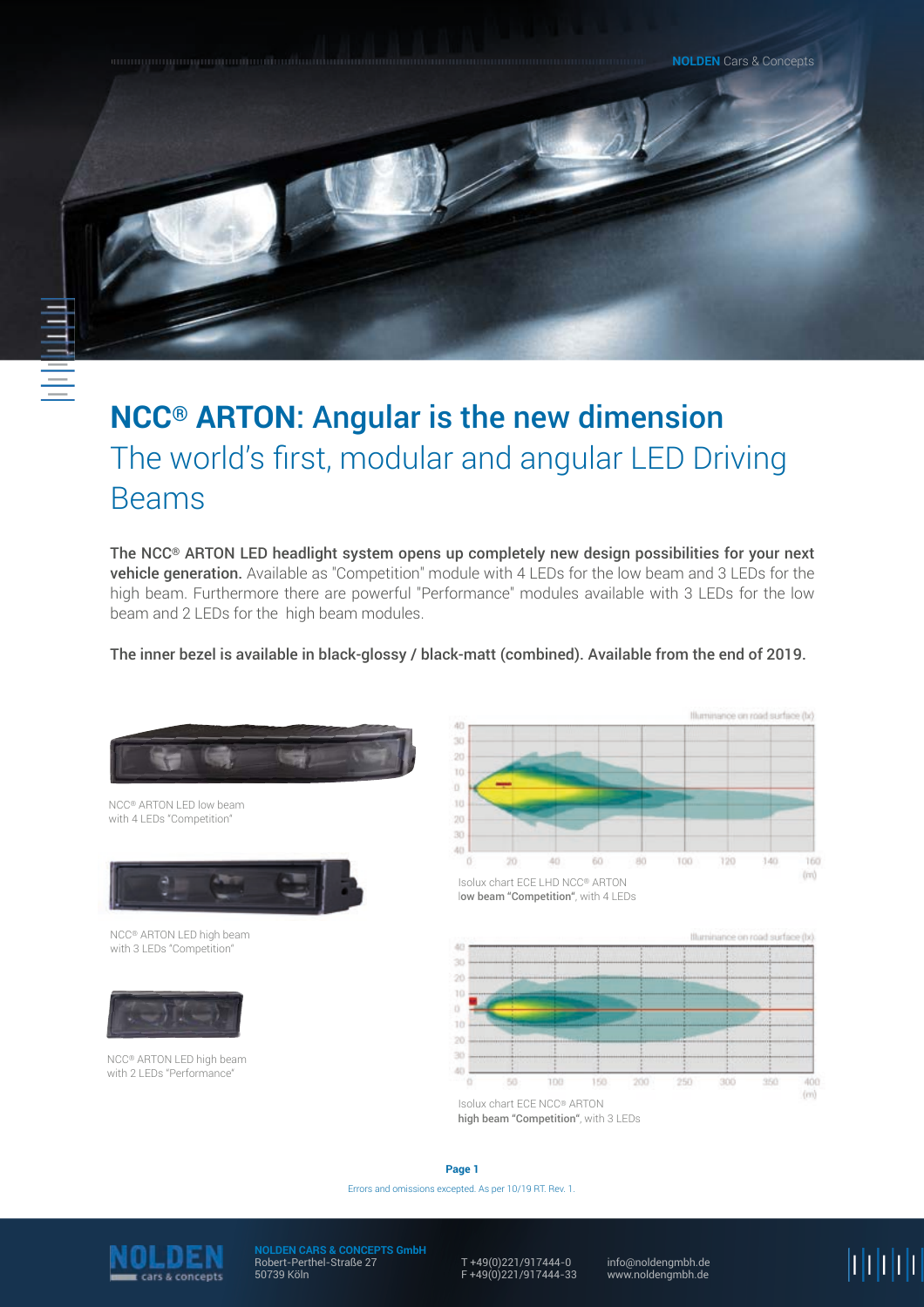# NCC® ARTON: Angular is the new dimension

## The world's first, modular and angular LED Driving Beams

**The NCC® ARTON LED headlight system opens up completely new design possibilities for your next vehicle generation.** Available as "Competition" module with 4 LEDs for the low beam and 3 LEDs for the high beam. Furthermore there are powerful "Performance" modules available with 3 LEDs for the low beam and 2 LEDs for the high beam modules.

**The inner bezel is available in black-glossy / black-matt (combined). Available from the end of 2019.**

NCC® ARTON LED low beam with 4 LEDs "Competition"

NCC® ARTON LED high beam with 3 LEDs "Competition"

NCC® ARTON LED high beam with 2 LEDs "Performance"

Isolux chart ECE LHD NCC® ARTON **low beam "Competition"**, with 4 LEDs

Isolux chart ECE NCC® ARTON **high beam "Competition"**, with 3 LEDs

Errors and omissions excepted. As per 10/19 RT. Rev. 1.

**NOLDEN CARS & CONCEPTS GmbH**
Robert-Perthel-Straße 27
50739 Köln

T +49(0)221/917444-0
F +49(0)221/917444-33

info@noldengmbh.de
www.noldengmbh.de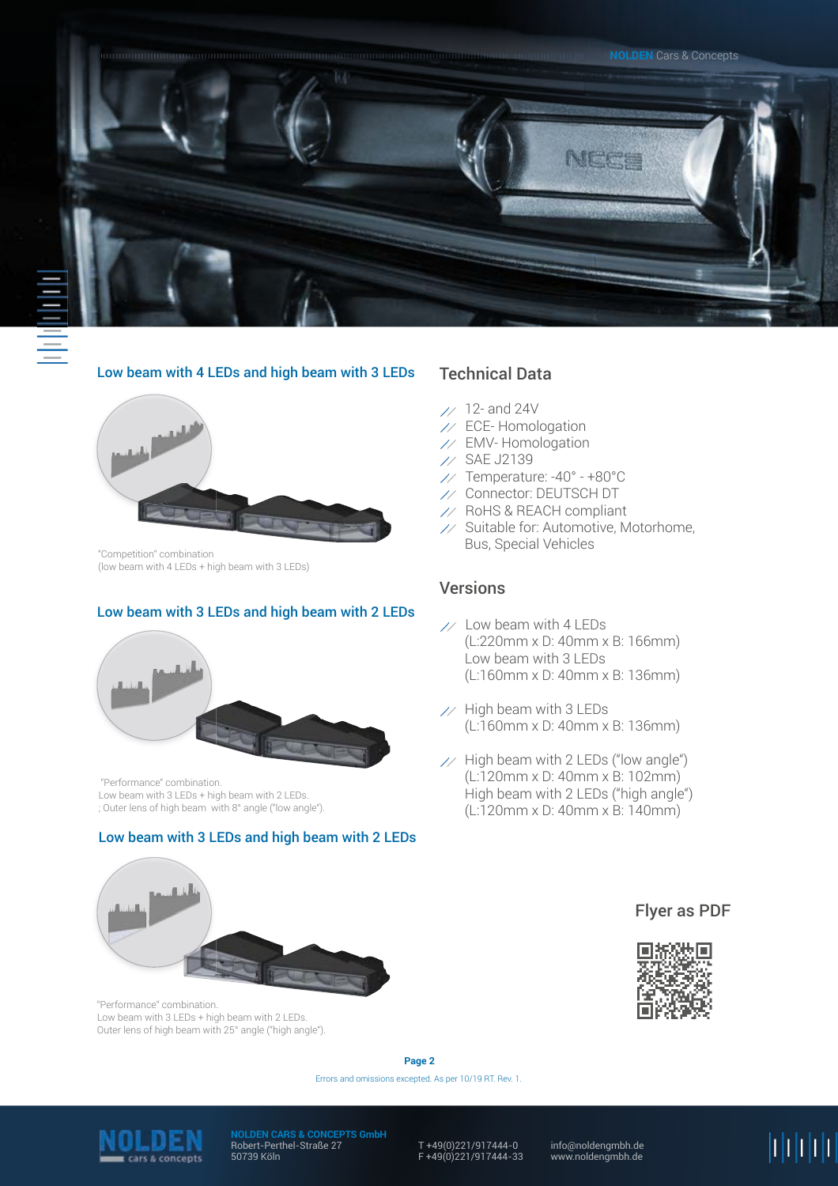## Low beam with 4 LEDs and high beam with 3 LEDs

"Competition" combination
(low beam with 4 LEDs + high beam with 3 LEDs)

## Low beam with 3 LEDs and high beam with 2 LEDs

"Performance" combination.
Low beam with 3 LEDs + high beam with 2 LEDs.
; Outer lens of high beam with 8° angle ("low angle").

## Low beam with 3 LEDs and high beam with 2 LEDs

"Performance" combination.
Low beam with 3 LEDs + high beam with 2 LEDs.
Outer lens of high beam with 25° angle ("high angle").

## Technical Data

- 12- and 24V
- ECE- Homologation
- EMV- Homologation
- SAE J2139
- Temperature: -40° - +80°C
- Connector: DEUTSCH DT
- RoHS & REACH compliant
- Suitable for: Automotive, Motorhome, Bus, Special Vehicles

## Versions

- Low beam with 4 LEDs
  (L:220mm x D: 40mm x B: 166mm)
  Low beam with 3 LEDs
  (L:160mm x D: 40mm x B: 136mm)
- High beam with 3 LEDs
  (L:160mm x D: 40mm x B: 136mm)
- High beam with 2 LEDs ("low angle")
  (L:120mm x D: 40mm x B: 102mm)
  High beam with 2 LEDs ("high angle")
  (L:120mm x D: 40mm x B: 140mm)

## Flyer as PDF

Errors and omissions excepted. As per 10/19 RT. Rev. 1.

**NOLDEN CARS & CONCEPTS GmbH**
Robert-Perthel-Straße 27
50739 Köln

T +49(0)221/917444-0
F +49(0)221/917444-33

info@noldengmbh.de
www.noldengmbh.de